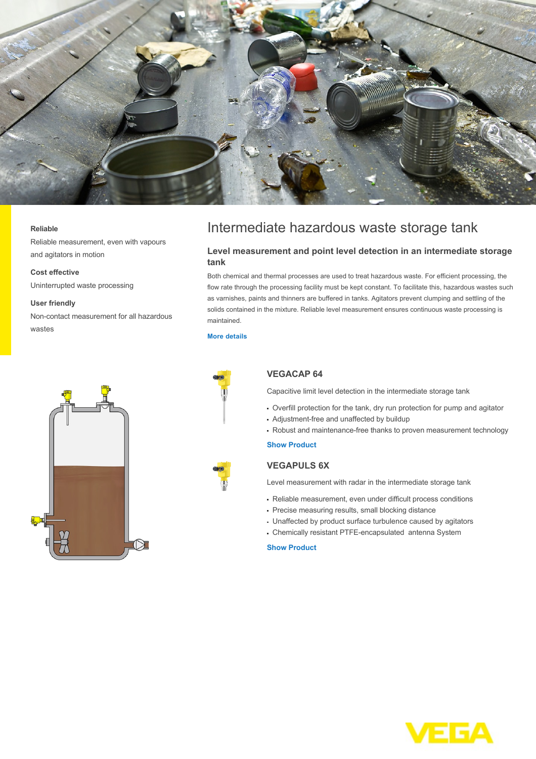# Intermediate hazardous waste storage tank

**Reliable**

Reliable measurement, even with vapours and agitators in motion

**Cost effective**

Uninterrupted waste processing

**User friendly**

Non-contact measurement for all hazardous wastes

## Level measurement and point level detection in an intermediate storage tank

Both chemical and thermal processes are used to treat hazardous waste. For efficient processing, the flow rate through the processing facility must be kept constant. To facilitate this, hazardous wastes such as varnishes, paints and thinners are buffered in tanks. Agitators prevent clumping and settling of the solids contained in the mixture. Reliable level measurement ensures continuous waste processing is maintained.

More details

### VEGACAP 64

Capacitive limit level detection in the intermediate storage tank

- Overfill protection for the tank, dry run protection for pump and agitator
- Adjustment-free and unaffected by buildup
- Robust and maintenance-free thanks to proven measurement technology

Show Product

### VEGAPULS 6X

Level measurement with radar in the intermediate storage tank

- Reliable measurement, even under difficult process conditions
- Precise measuring results, small blocking distance
- Unaffected by product surface turbulence caused by agitators
- Chemically resistant PTFE-encapsulated antenna System

Show Product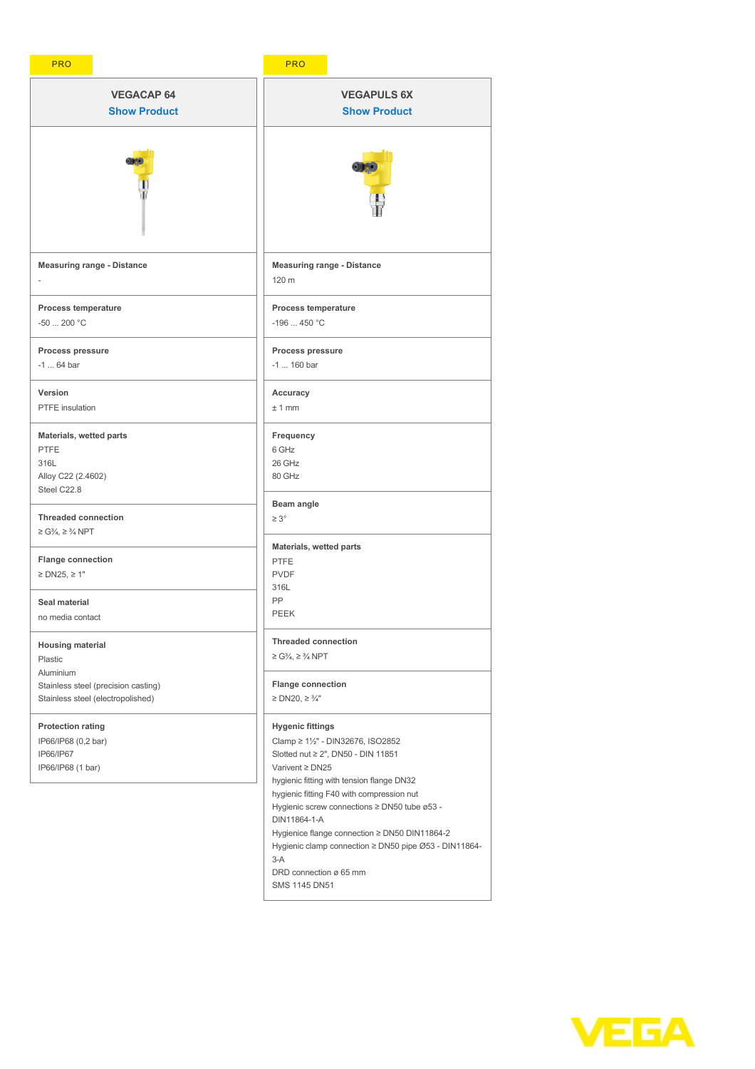PRO

## VEGACAP 64

Show Product

**Measuring range - Distance**
-

**Process temperature**
-50 ... 200 °C

**Process pressure**
-1 ... 64 bar

**Version**
PTFE insulation

**Materials, wetted parts**
PTFE
316L
Alloy C22 (2.4602)
Steel C22.8

**Threaded connection**
≥ G¾, ≥ ¾ NPT

**Flange connection**
≥ DN25, ≥ 1"

**Seal material**
no media contact

**Housing material**
Plastic
Aluminium
Stainless steel (precision casting)
Stainless steel (electropolished)

**Protection rating**
IP66/IP68 (0,2 bar)
IP66/IP67
IP66/IP68 (1 bar)

PRO

## VEGAPULS 6X

Show Product

**Measuring range - Distance**
120 m

**Process temperature**
-196 ... 450 °C

**Process pressure**
-1 ... 160 bar

**Accuracy**
± 1 mm

**Frequency**
6 GHz
26 GHz
80 GHz

**Beam angle**
≥ 3°

**Materials, wetted parts**
PTFE
PVDF
316L
PP
PEEK

**Threaded connection**
≥ G¾, ≥ ¾ NPT

**Flange connection**
≥ DN20, ≥ ¾"

**Hygenic fittings**
Clamp ≥ 1½" - DIN32676, ISO2852
Slotted nut ≥ 2", DN50 - DIN 11851
Varivent ≥ DN25
hygienic fitting with tension flange DN32
hygienic fitting F40 with compression nut
Hygienic screw connections ≥ DN50 tube ø53 - DIN11864-1-A
Hygienice flange connection ≥ DN50 DIN11864-2
Hygienic clamp connection ≥ DN50 pipe Ø53 - DIN11864-3-A
DRD connection ø 65 mm
SMS 1145 DN51